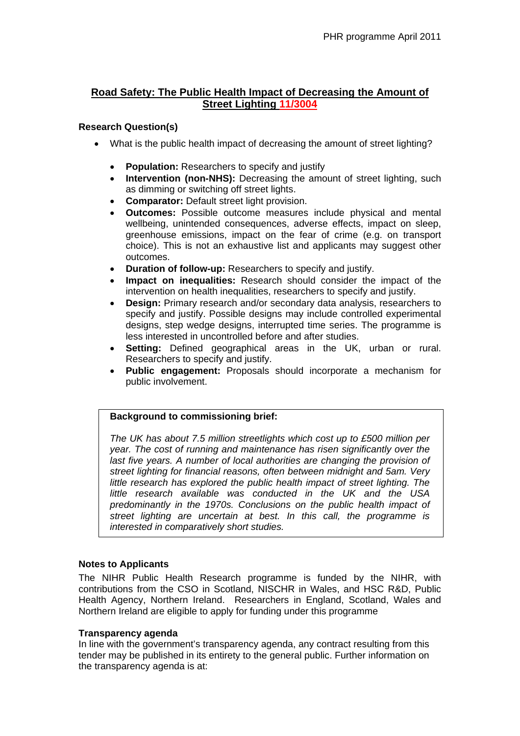# Road Safety: The Public Health Impact of Decreasing the Amount of Street Lighting 11/3004

### Research Question(s)

- What is the public health impact of decreasing the amount of street lighting?
    - **Population:** Researchers to specify and justify
    - **Intervention (non-NHS):** Decreasing the amount of street lighting, such as dimming or switching off street lights.
    - **Comparator:** Default street light provision.
    - **Outcomes:** Possible outcome measures include physical and mental wellbeing, unintended consequences, adverse effects, impact on sleep, greenhouse emissions, impact on the fear of crime (e.g. on transport choice). This is not an exhaustive list and applicants may suggest other outcomes.
    - **Duration of follow-up:** Researchers to specify and justify.
    - **Impact on inequalities:** Research should consider the impact of the intervention on health inequalities, researchers to specify and justify.
    - **Design:** Primary research and/or secondary data analysis, researchers to specify and justify. Possible designs may include controlled experimental designs, step wedge designs, interrupted time series. The programme is less interested in uncontrolled before and after studies.
    - **Setting:** Defined geographical areas in the UK, urban or rural. Researchers to specify and justify.
    - **Public engagement:** Proposals should incorporate a mechanism for public involvement.

**Background to commissioning brief:**

*The UK has about 7.5 million streetlights which cost up to £500 million per year. The cost of running and maintenance has risen significantly over the last five years. A number of local authorities are changing the provision of street lighting for financial reasons, often between midnight and 5am. Very little research has explored the public health impact of street lighting. The little research available was conducted in the UK and the USA predominantly in the 1970s. Conclusions on the public health impact of street lighting are uncertain at best. In this call, the programme is interested in comparatively short studies.*

### Notes to Applicants

The NIHR Public Health Research programme is funded by the NIHR, with contributions from the CSO in Scotland, NISCHR in Wales, and HSC R&D, Public Health Agency, Northern Ireland. Researchers in England, Scotland, Wales and Northern Ireland are eligible to apply for funding under this programme

### Transparency agenda

In line with the government's transparency agenda, any contract resulting from this tender may be published in its entirety to the general public. Further information on the transparency agenda is at: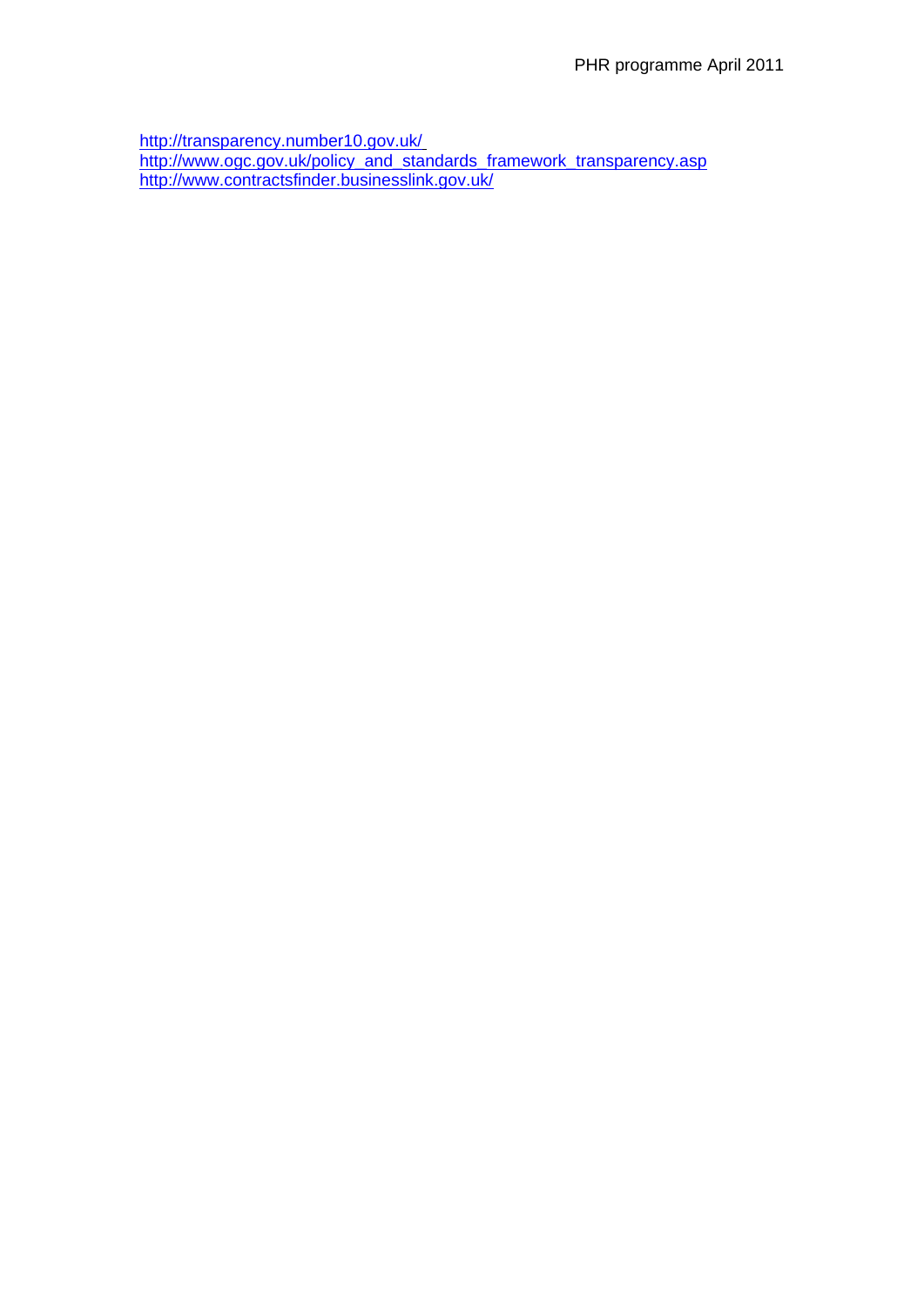http://transparency.number10.gov.uk/
http://www.ogc.gov.uk/policy_and_standards_framework_transparency.asp
http://www.contractsfinder.businesslink.gov.uk/